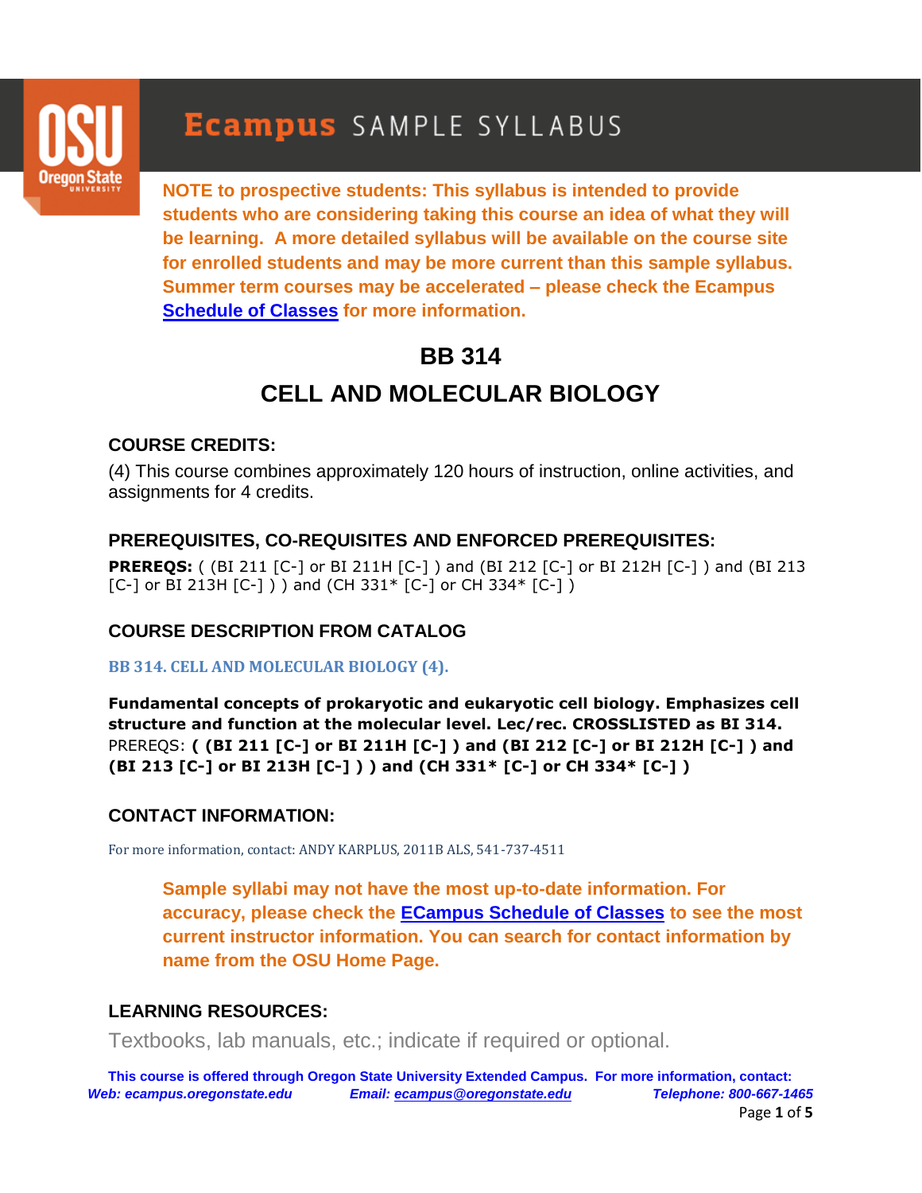# Ecampus SAMPLE SYLLABUS

**NOTE to prospective students: This syllabus is intended to provide students who are considering taking this course an idea of what they will be learning. A more detailed syllabus will be available on the course site for enrolled students and may be more current than this sample syllabus. Summer term courses may be accelerated – please check the Ecampus Schedule of Classes for more information.**

# BB 314

# CELL AND MOLECULAR BIOLOGY

### COURSE CREDITS:

(4) This course combines approximately 120 hours of instruction, online activities, and assignments for 4 credits.

### PREREQUISITES, CO-REQUISITES AND ENFORCED PREREQUISITES:

**PREREQS:** ( (BI 211 [C-] or BI 211H [C-] ) and (BI 212 [C-] or BI 212H [C-] ) and (BI 213 [C-] or BI 213H [C-] ) ) and (CH 331* [C-] or CH 334* [C-] )

### COURSE DESCRIPTION FROM CATALOG

**BB 314. CELL AND MOLECULAR BIOLOGY (4).**

**Fundamental concepts of prokaryotic and eukaryotic cell biology. Emphasizes cell structure and function at the molecular level. Lec/rec. CROSSLISTED as BI 314.**
PREREQS: **( (BI 211 [C-] or BI 211H [C-] ) and (BI 212 [C-] or BI 212H [C-] ) and (BI 213 [C-] or BI 213H [C-] ) ) and (CH 331* [C-] or CH 334* [C-] )**

### CONTACT INFORMATION:

For more information, contact: ANDY KARPLUS, 2011B ALS, 541-737-4511

**Sample syllabi may not have the most up-to-date information. For accuracy, please check the ECampus Schedule of Classes to see the most current instructor information. You can search for contact information by name from the OSU Home Page.**

### LEARNING RESOURCES:

Textbooks, lab manuals, etc.; indicate if required or optional.

**This course is offered through Oregon State University Extended Campus. For more information, contact:**
***Web: ecampus.oregonstate.edu*** ***Email: ecampus@oregonstate.edu*** ***Telephone: 800-667-1465***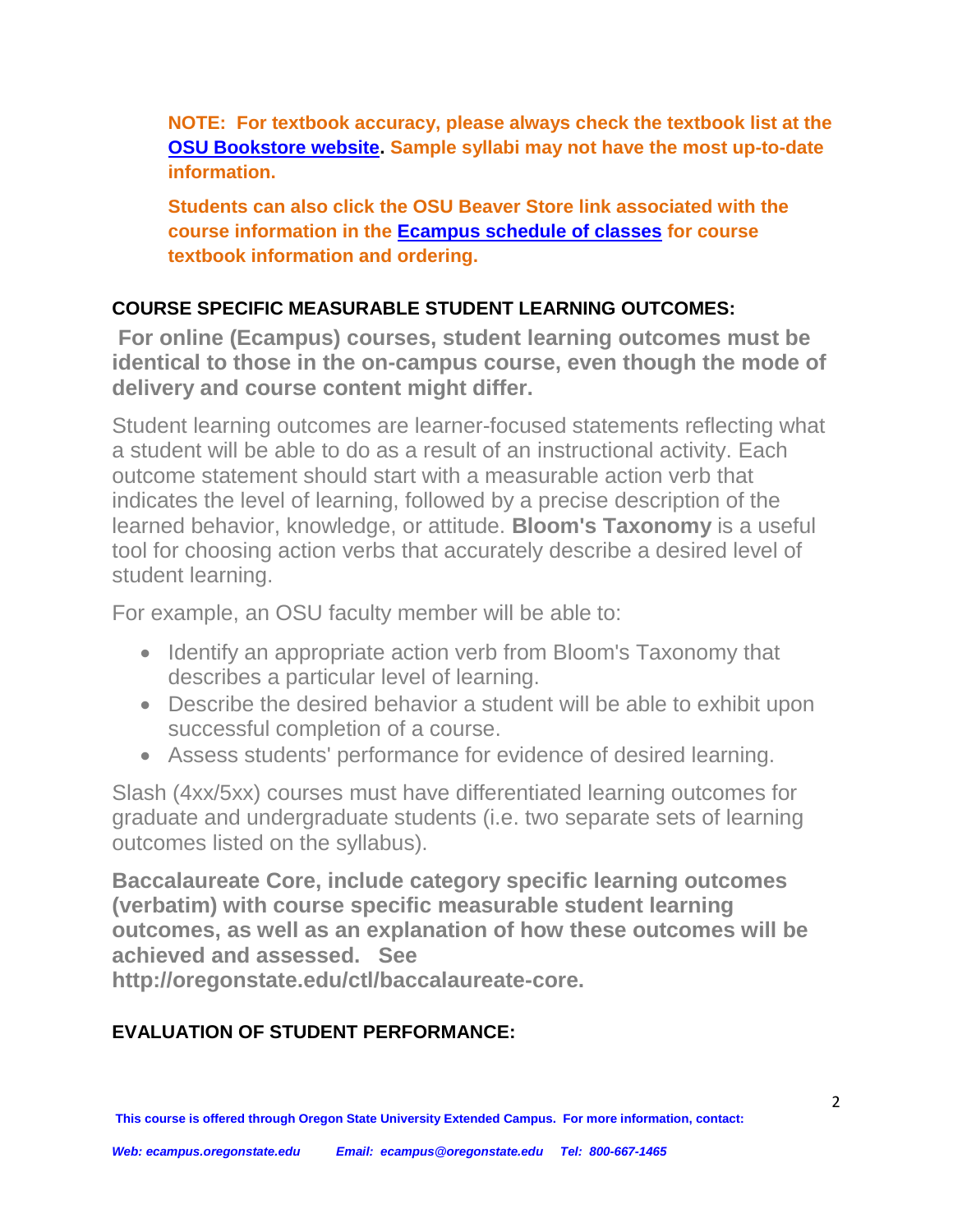**NOTE: For textbook accuracy, please always check the textbook list at the [OSU Bookstore website](). Sample syllabi may not have the most up-to-date information.**

**Students can also click the OSU Beaver Store link associated with the course information in the [Ecampus schedule of classes]() for course textbook information and ordering.**

## COURSE SPECIFIC MEASURABLE STUDENT LEARNING OUTCOMES:

**For online (Ecampus) courses, student learning outcomes must be identical to those in the on-campus course, even though the mode of delivery and course content might differ.**

Student learning outcomes are learner-focused statements reflecting what a student will be able to do as a result of an instructional activity. Each outcome statement should start with a measurable action verb that indicates the level of learning, followed by a precise description of the learned behavior, knowledge, or attitude. **Bloom's Taxonomy** is a useful tool for choosing action verbs that accurately describe a desired level of student learning.

For example, an OSU faculty member will be able to:

- Identify an appropriate action verb from Bloom's Taxonomy that describes a particular level of learning.
- Describe the desired behavior a student will be able to exhibit upon successful completion of a course.
- Assess students' performance for evidence of desired learning.

Slash (4xx/5xx) courses must have differentiated learning outcomes for graduate and undergraduate students (i.e. two separate sets of learning outcomes listed on the syllabus).

**Baccalaureate Core, include category specific learning outcomes (verbatim) with course specific measurable student learning outcomes, as well as an explanation of how these outcomes will be achieved and assessed. See http://oregonstate.edu/ctl/baccalaureate-core.**

## EVALUATION OF STUDENT PERFORMANCE: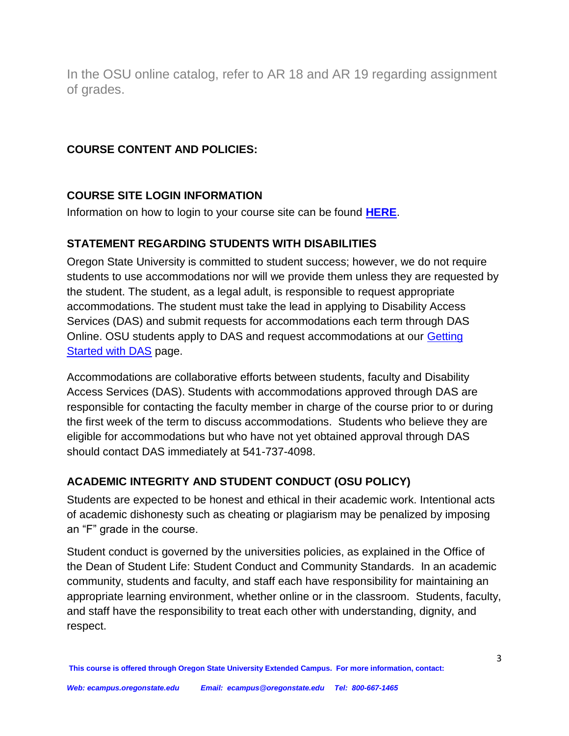In the OSU online catalog, refer to AR 18 and AR 19 regarding assignment of grades.

## COURSE CONTENT AND POLICIES:

### COURSE SITE LOGIN INFORMATION

Information on how to login to your course site can be found **HERE**.

### STATEMENT REGARDING STUDENTS WITH DISABILITIES

Oregon State University is committed to student success; however, we do not require students to use accommodations nor will we provide them unless they are requested by the student. The student, as a legal adult, is responsible to request appropriate accommodations. The student must take the lead in applying to Disability Access Services (DAS) and submit requests for accommodations each term through DAS Online. OSU students apply to DAS and request accommodations at our Getting Started with DAS page.

Accommodations are collaborative efforts between students, faculty and Disability Access Services (DAS). Students with accommodations approved through DAS are responsible for contacting the faculty member in charge of the course prior to or during the first week of the term to discuss accommodations. Students who believe they are eligible for accommodations but who have not yet obtained approval through DAS should contact DAS immediately at 541-737-4098.

### ACADEMIC INTEGRITY AND STUDENT CONDUCT (OSU POLICY)

Students are expected to be honest and ethical in their academic work. Intentional acts of academic dishonesty such as cheating or plagiarism may be penalized by imposing an "F" grade in the course.

Student conduct is governed by the universities policies, as explained in the Office of the Dean of Student Life: Student Conduct and Community Standards. In an academic community, students and faculty, and staff each have responsibility for maintaining an appropriate learning environment, whether online or in the classroom. Students, faculty, and staff have the responsibility to treat each other with understanding, dignity, and respect.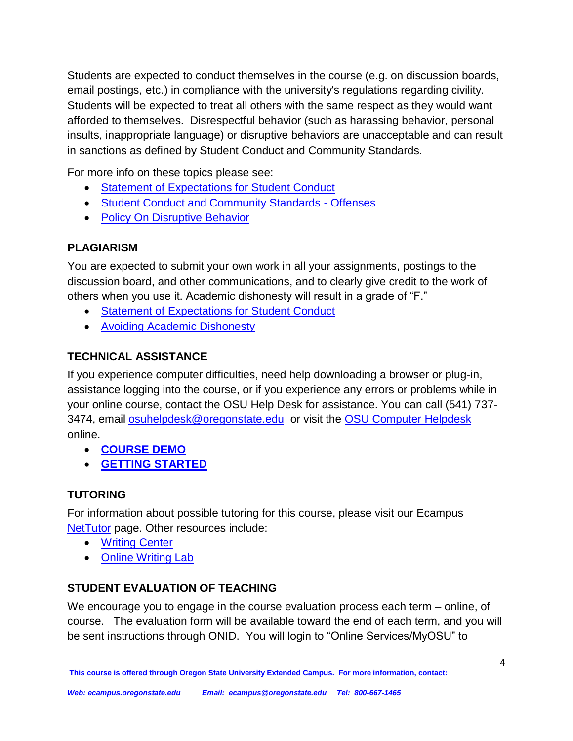Students are expected to conduct themselves in the course (e.g. on discussion boards, email postings, etc.) in compliance with the university's regulations regarding civility. Students will be expected to treat all others with the same respect as they would want afforded to themselves. Disrespectful behavior (such as harassing behavior, personal insults, inappropriate language) or disruptive behaviors are unacceptable and can result in sanctions as defined by Student Conduct and Community Standards.

For more info on these topics please see:

- Statement of Expectations for Student Conduct
- Student Conduct and Community Standards - Offenses
- Policy On Disruptive Behavior

### PLAGIARISM

You are expected to submit your own work in all your assignments, postings to the discussion board, and other communications, and to clearly give credit to the work of others when you use it. Academic dishonesty will result in a grade of "F."

- Statement of Expectations for Student Conduct
- Avoiding Academic Dishonesty

### TECHNICAL ASSISTANCE

If you experience computer difficulties, need help downloading a browser or plug-in, assistance logging into the course, or if you experience any errors or problems while in your online course, contact the OSU Help Desk for assistance. You can call (541) 737-3474, email osuhelpdesk@oregonstate.edu or visit the OSU Computer Helpdesk online.

- **COURSE DEMO**
- **GETTING STARTED**

### TUTORING

For information about possible tutoring for this course, please visit our Ecampus NetTutor page. Other resources include:

- Writing Center
- Online Writing Lab

### STUDENT EVALUATION OF TEACHING

We encourage you to engage in the course evaluation process each term – online, of course. The evaluation form will be available toward the end of each term, and you will be sent instructions through ONID. You will login to "Online Services/MyOSU" to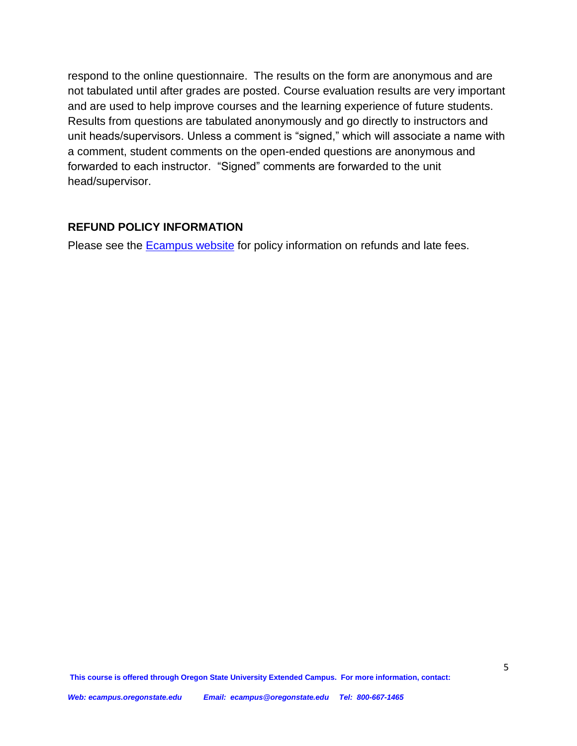respond to the online questionnaire. The results on the form are anonymous and are not tabulated until after grades are posted. Course evaluation results are very important and are used to help improve courses and the learning experience of future students. Results from questions are tabulated anonymously and go directly to instructors and unit heads/supervisors. Unless a comment is "signed," which will associate a name with a comment, student comments on the open-ended questions are anonymous and forwarded to each instructor. "Signed" comments are forwarded to the unit head/supervisor.

## REFUND POLICY INFORMATION

Please see the [Ecampus website]() for policy information on refunds and late fees.